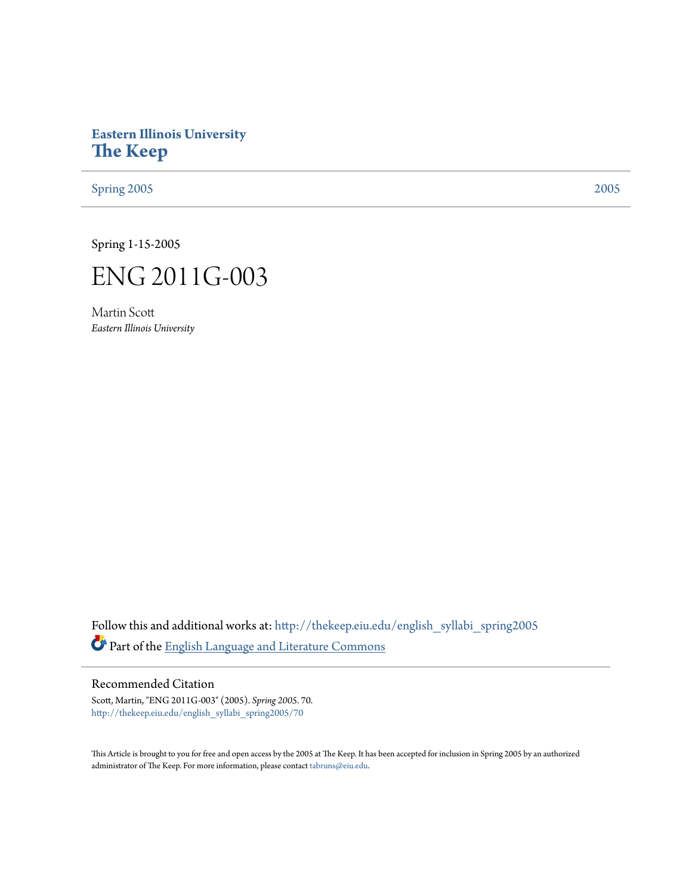**Eastern Illinois University**
# The Keep

Spring 2005 2005

Spring 1-15-2005

# ENG 2011G-003

Martin Scott
*Eastern Illinois University*

Follow this and additional works at: http://thekeep.eiu.edu/english_syllabi_spring2005

Part of the English Language and Literature Commons

## Recommended Citation

Scott, Martin, "ENG 2011G-003" (2005). *Spring 2005*. 70.
http://thekeep.eiu.edu/english_syllabi_spring2005/70

This Article is brought to you for free and open access by the 2005 at The Keep. It has been accepted for inclusion in Spring 2005 by an authorized administrator of The Keep. For more information, please contact tabruns@eiu.edu.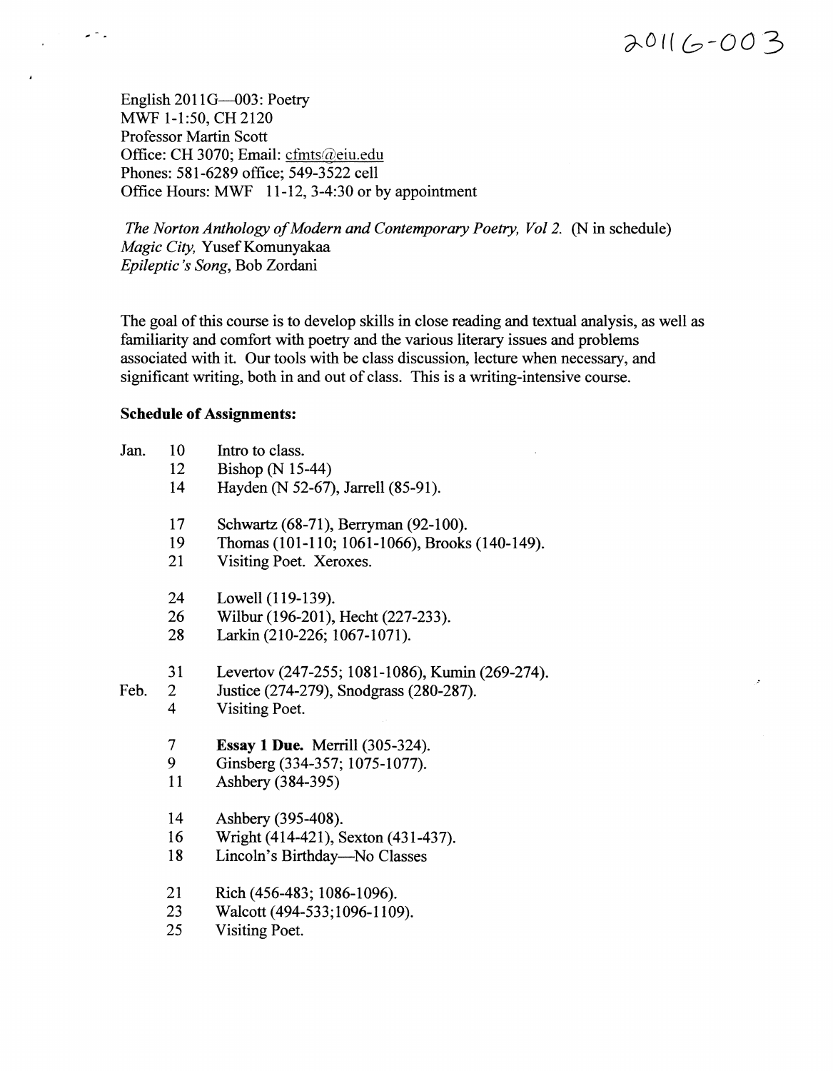20116-003

English 2011G—003: Poetry
MWF 1-1:50, CH 2120
Professor Martin Scott
Office: CH 3070; Email: cfmts@eiu.edu
Phones: 581-6289 office; 549-3522 cell
Office Hours: MWF 11-12, 3-4:30 or by appointment

*The Norton Anthology of Modern and Contemporary Poetry, Vol 2.* (N in schedule)
*Magic City,* Yusef Komunyakaa
*Epileptic's Song*, Bob Zordani

The goal of this course is to develop skills in close reading and textual analysis, as well as familiarity and comfort with poetry and the various literary issues and problems associated with it. Our tools with be class discussion, lecture when necessary, and significant writing, both in and out of class. This is a writing-intensive course.

**Schedule of Assignments:**

| | | |
|---|---|---|
| Jan. | 10 | Intro to class. |
| | 12 | Bishop (N 15-44) |
| | 14 | Hayden (N 52-67), Jarrell (85-91). |
| | 17 | Schwartz (68-71), Berryman (92-100). |
| | 19 | Thomas (101-110; 1061-1066), Brooks (140-149). |
| | 21 | Visiting Poet. Xeroxes. |
| | 24 | Lowell (119-139). |
| | 26 | Wilbur (196-201), Hecht (227-233). |
| | 28 | Larkin (210-226; 1067-1071). |
| | 31 | Levertov (247-255; 1081-1086), Kumin (269-274). |
| Feb. | 2 | Justice (274-279), Snodgrass (280-287). |
| | 4 | Visiting Poet. |
| | 7 | **Essay 1 Due.** Merrill (305-324). |
| | 9 | Ginsberg (334-357; 1075-1077). |
| | 11 | Ashbery (384-395) |
| | 14 | Ashbery (395-408). |
| | 16 | Wright (414-421), Sexton (431-437). |
| | 18 | Lincoln's Birthday—No Classes |
| | 21 | Rich (456-483; 1086-1096). |
| | 23 | Walcott (494-533;1096-1109). |
| | 25 | Visiting Poet. |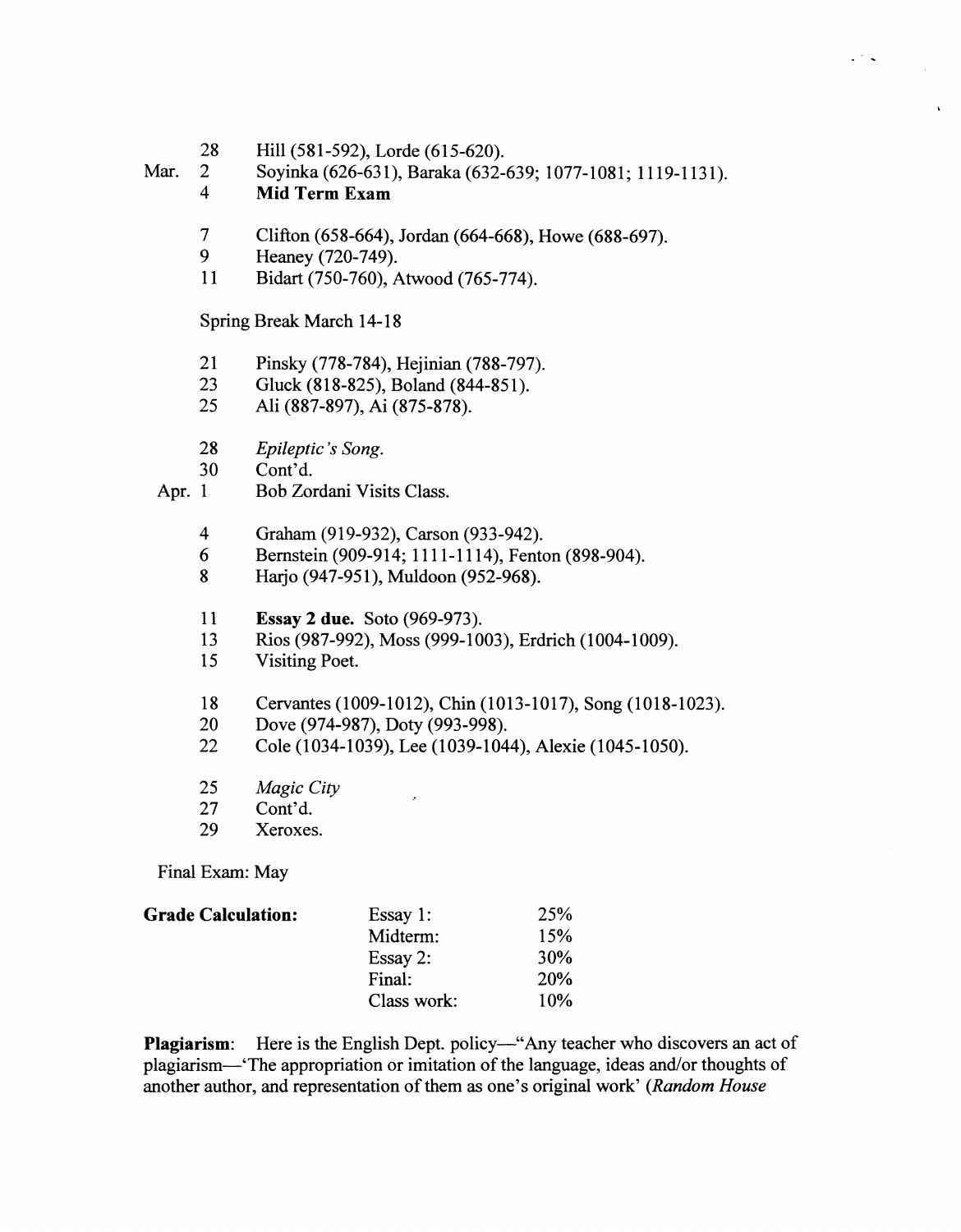28 Hill (581-592), Lorde (615-620).

Mar. 2 Soyinka (626-631), Baraka (632-639; 1077-1081; 1119-1131).

4 **Mid Term Exam**

7 Clifton (658-664), Jordan (664-668), Howe (688-697).

9 Heaney (720-749).

11 Bidart (750-760), Atwood (765-774).

Spring Break March 14-18

21 Pinsky (778-784), Hejinian (788-797).

23 Gluck (818-825), Boland (844-851).

25 Ali (887-897), Ai (875-878).

28 *Epileptic's Song.*

30 Cont'd.

Apr. 1 Bob Zordani Visits Class.

4 Graham (919-932), Carson (933-942).

6 Bernstein (909-914; 1111-1114), Fenton (898-904).

8 Harjo (947-951), Muldoon (952-968).

11 **Essay 2 due.** Soto (969-973).

13 Rios (987-992), Moss (999-1003), Erdrich (1004-1009).

15 Visiting Poet.

18 Cervantes (1009-1012), Chin (1013-1017), Song (1018-1023).

20 Dove (974-987), Doty (993-998).

22 Cole (1034-1039), Lee (1039-1044), Alexie (1045-1050).

25 *Magic City*

27 Cont'd.

29 Xeroxes.

Final Exam: May

**Grade Calculation:**

| | |
|---|---|
| Essay 1: | 25% |
| Midterm: | 15% |
| Essay 2: | 30% |
| Final: | 20% |
| Class work: | 10% |

**Plagiarism**: Here is the English Dept. policy—"Any teacher who discovers an act of plagiarism—'The appropriation or imitation of the language, ideas and/or thoughts of another author, and representation of them as one's original work' (*Random House*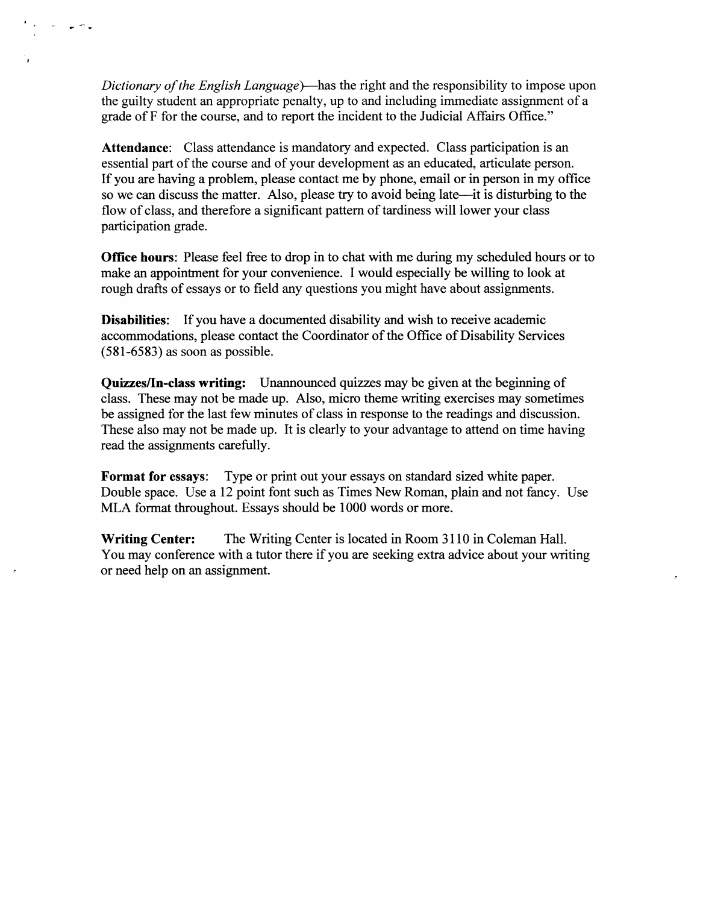*Dictionary of the English Language*)—has the right and the responsibility to impose upon the guilty student an appropriate penalty, up to and including immediate assignment of a grade of F for the course, and to report the incident to the Judicial Affairs Office."

**Attendance**: Class attendance is mandatory and expected. Class participation is an essential part of the course and of your development as an educated, articulate person. If you are having a problem, please contact me by phone, email or in person in my office so we can discuss the matter. Also, please try to avoid being late—it is disturbing to the flow of class, and therefore a significant pattern of tardiness will lower your class participation grade.

**Office hours**: Please feel free to drop in to chat with me during my scheduled hours or to make an appointment for your convenience. I would especially be willing to look at rough drafts of essays or to field any questions you might have about assignments.

**Disabilities**: If you have a documented disability and wish to receive academic accommodations, please contact the Coordinator of the Office of Disability Services (581-6583) as soon as possible.

**Quizzes/In-class writing:** Unannounced quizzes may be given at the beginning of class. These may not be made up. Also, micro theme writing exercises may sometimes be assigned for the last few minutes of class in response to the readings and discussion. These also may not be made up. It is clearly to your advantage to attend on time having read the assignments carefully.

**Format for essays**: Type or print out your essays on standard sized white paper. Double space. Use a 12 point font such as Times New Roman, plain and not fancy. Use MLA format throughout. Essays should be 1000 words or more.

**Writing Center:** The Writing Center is located in Room 3110 in Coleman Hall. You may conference with a tutor there if you are seeking extra advice about your writing or need help on an assignment.